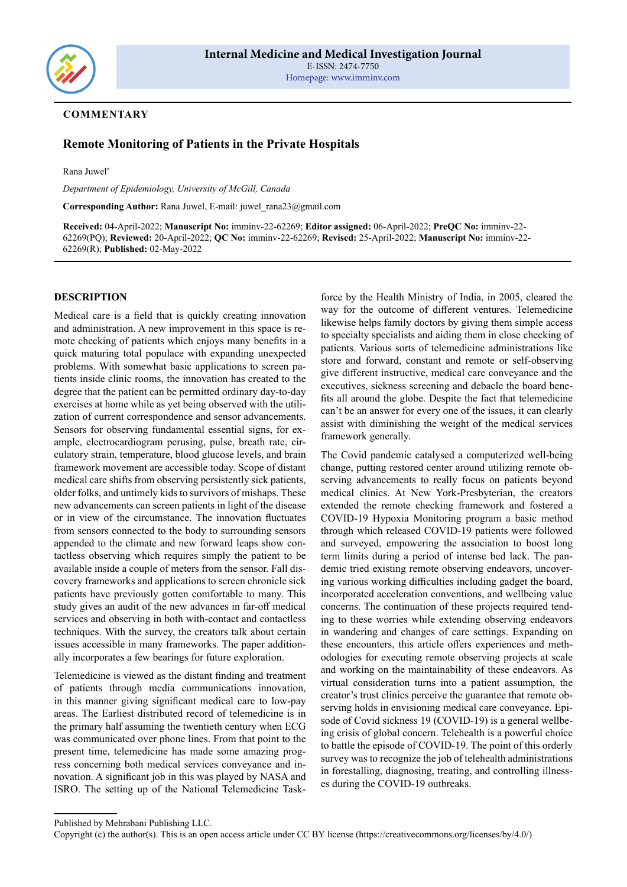Internal Medicine and Medical Investigation Journal
E-ISSN: 2474-7750
Homepage: www.imminv.com

**COMMENTARY**

# Remote Monitoring of Patients in the Private Hospitals

Rana Juwel*

*Department of Epidemiology, University of McGill, Canada*

**Corresponding Author:** Rana Juwel, E-mail: juwel_rana23@gmail.com

**Received:** 04-April-2022; **Manuscript No:** imminv-22-62269; **Editor assigned:** 06-April-2022; **PreQC No:** imminv-22-62269(PQ); **Reviewed:** 20-April-2022; **QC No:** imminv-22-62269; **Revised:** 25-April-2022; **Manuscript No:** imminv-22-62269(R); **Published:** 02-May-2022

## DESCRIPTION

Medical care is a field that is quickly creating innovation and administration. A new improvement in this space is remote checking of patients which enjoys many benefits in a quick maturing total populace with expanding unexpected problems. With somewhat basic applications to screen patients inside clinic rooms, the innovation has created to the degree that the patient can be permitted ordinary day-to-day exercises at home while as yet being observed with the utilization of current correspondence and sensor advancements. Sensors for observing fundamental essential signs, for example, electrocardiogram perusing, pulse, breath rate, circulatory strain, temperature, blood glucose levels, and brain framework movement are accessible today. Scope of distant medical care shifts from observing persistently sick patients, older folks, and untimely kids to survivors of mishaps. These new advancements can screen patients in light of the disease or in view of the circumstance. The innovation fluctuates from sensors connected to the body to surrounding sensors appended to the climate and new forward leaps show contactless observing which requires simply the patient to be available inside a couple of meters from the sensor. Fall discovery frameworks and applications to screen chronicle sick patients have previously gotten comfortable to many. This study gives an audit of the new advances in far-off medical services and observing in both with-contact and contactless techniques. With the survey, the creators talk about certain issues accessible in many frameworks. The paper additionally incorporates a few bearings for future exploration.

Telemedicine is viewed as the distant finding and treatment of patients through media communications innovation, in this manner giving significant medical care to low-pay areas. The Earliest distributed record of telemedicine is in the primary half assuming the twentieth century when ECG was communicated over phone lines. From that point to the present time, telemedicine has made some amazing progress concerning both medical services conveyance and innovation. A significant job in this was played by NASA and ISRO. The setting up of the National Telemedicine Task-force by the Health Ministry of India, in 2005, cleared the way for the outcome of different ventures. Telemedicine likewise helps family doctors by giving them simple access to specialty specialists and aiding them in close checking of patients. Various sorts of telemedicine administrations like store and forward, constant and remote or self-observing give different instructive, medical care conveyance and the executives, sickness screening and debacle the board benefits all around the globe. Despite the fact that telemedicine can't be an answer for every one of the issues, it can clearly assist with diminishing the weight of the medical services framework generally.

The Covid pandemic catalysed a computerized well-being change, putting restored center around utilizing remote observing advancements to really focus on patients beyond medical clinics. At New York-Presbyterian, the creators extended the remote checking framework and fostered a COVID-19 Hypoxia Monitoring program a basic method through which released COVID-19 patients were followed and surveyed, empowering the association to boost long term limits during a period of intense bed lack. The pandemic tried existing remote observing endeavors, uncovering various working difficulties including gadget the board, incorporated acceleration conventions, and wellbeing value concerns. The continuation of these projects required tending to these worries while extending observing endeavors in wandering and changes of care settings. Expanding on these encounters, this article offers experiences and methodologies for executing remote observing projects at scale and working on the maintainability of these endeavors. As virtual consideration turns into a patient assumption, the creator's trust clinics perceive the guarantee that remote observing holds in envisioning medical care conveyance. Episode of Covid sickness 19 (COVID-19) is a general wellbeing crisis of global concern. Telehealth is a powerful choice to battle the episode of COVID-19. The point of this orderly survey was to recognize the job of telehealth administrations in forestalling, diagnosing, treating, and controlling illnesses during the COVID-19 outbreaks.

Published by Mehrabani Publishing LLC.
Copyright (c) the author(s). This is an open access article under CC BY license (https://creativecommons.org/licenses/by/4.0/)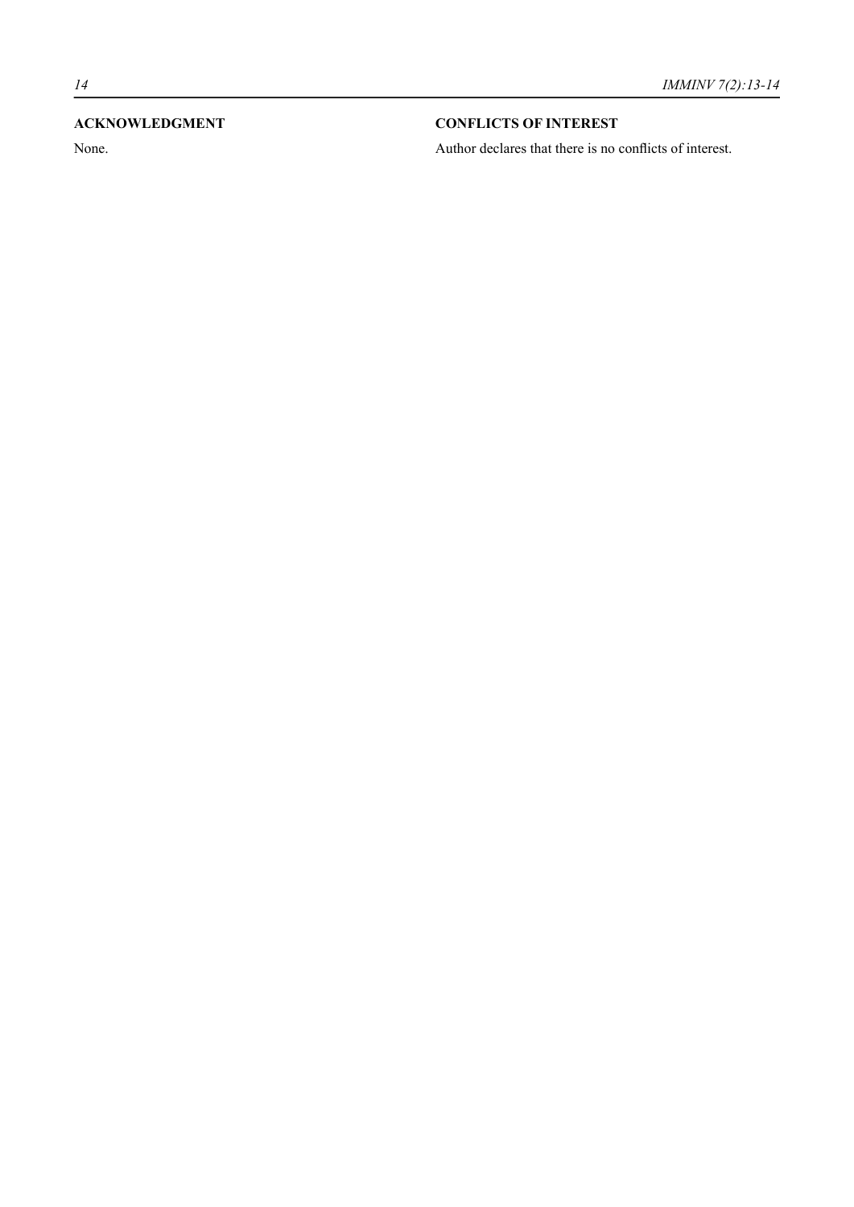## ACKNOWLEDGMENT

None.

## CONFLICTS OF INTEREST

Author declares that there is no conflicts of interest.